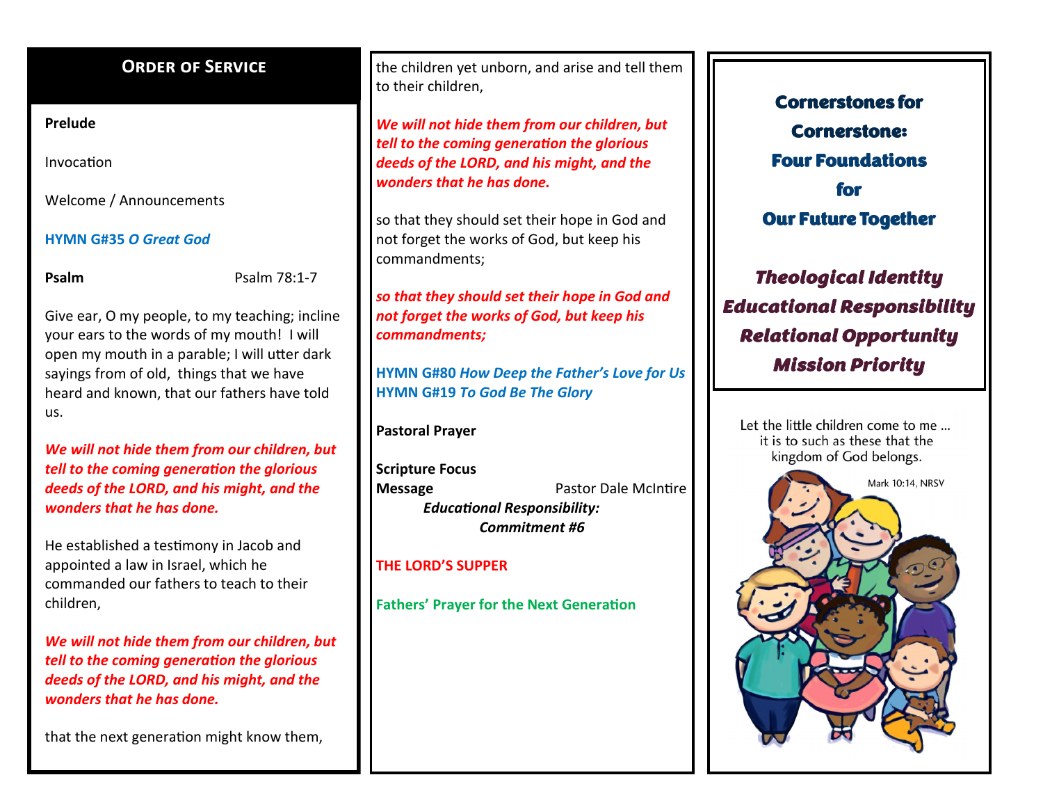## Order of Service

**Prelude**

Invocation

Welcome / Announcements

**HYMN G#35 *O Great God***

**Psalm** Psalm 78:1-7

Give ear, O my people, to my teaching; incline your ears to the words of my mouth! I will open my mouth in a parable; I will utter dark sayings from of old, things that we have heard and known, that our fathers have told us.

***We will not hide them from our children, but tell to the coming generation the glorious deeds of the LORD, and his might, and the wonders that he has done.***

He established a testimony in Jacob and appointed a law in Israel, which he commanded our fathers to teach to their children,

***We will not hide them from our children, but tell to the coming generation the glorious deeds of the LORD, and his might, and the wonders that he has done.***

that the next generation might know them, the children yet unborn, and arise and tell them to their children,

***We will not hide them from our children, but tell to the coming generation the glorious deeds of the LORD, and his might, and the wonders that he has done.***

so that they should set their hope in God and not forget the works of God, but keep his commandments;

***so that they should set their hope in God and not forget the works of God, but keep his commandments;***

**HYMN G#80 *How Deep the Father's Love for Us***
**HYMN G#19 *To God Be The Glory***

**Pastoral Prayer**

**Scripture Focus**
**Message** Pastor Dale McIntire
***Educational Responsibility: Commitment #6***

**THE LORD'S SUPPER**

**Fathers' Prayer for the Next Generation**

## Cornerstones for Cornerstone: Four Foundations for Our Future Together

***Theological Identity***
***Educational Responsibility***
***Relational Opportunity***
***Mission Priority***

Let the little children come to me ... it is to such as these that the kingdom of God belongs.

Mark 10:14, NRSV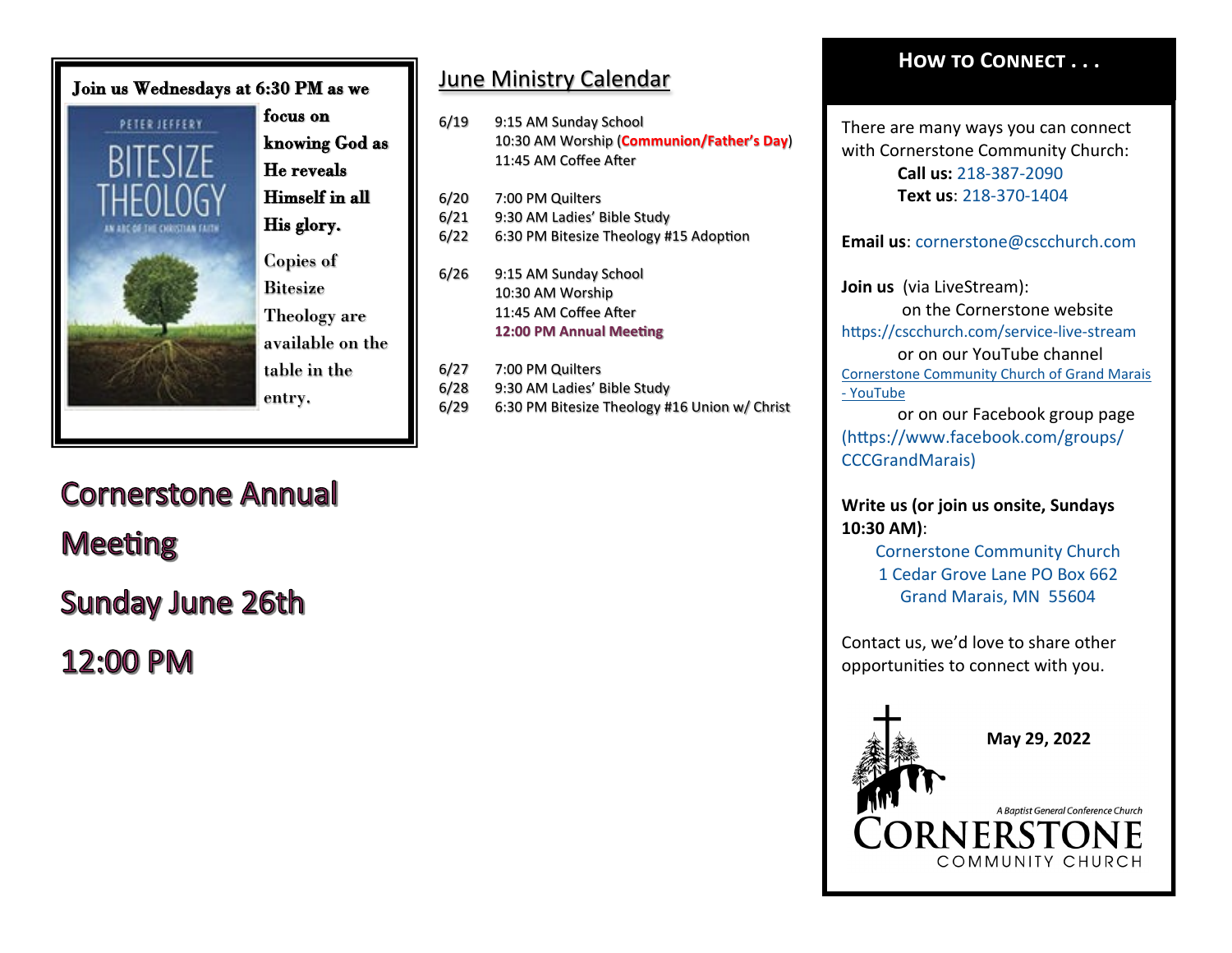Join us Wednesdays at 6:30 PM as we focus on knowing God as He reveals Himself in all His glory.

Copies of Bitesize Theology are available on the table in the entry.

# Cornerstone Annual Meeting

# Sunday June 26th

# 12:00 PM

## June Ministry Calendar

| | |
|---|---|
| 6/19 | 9:15 AM Sunday School |
| | 10:30 AM Worship (**Communion/Father's Day**) |
| | 11:45 AM Coffee After |
| 6/20 | 7:00 PM Quilters |
| 6/21 | 9:30 AM Ladies' Bible Study |
| 6/22 | 6:30 PM Bitesize Theology #15 Adoption |
| 6/26 | 9:15 AM Sunday School |
| | 10:30 AM Worship |
| | 11:45 AM Coffee After |
| | **12:00 PM Annual Meeting** |
| 6/27 | 7:00 PM Quilters |
| 6/28 | 9:30 AM Ladies' Bible Study |
| 6/29 | 6:30 PM Bitesize Theology #16 Union w/ Christ |

## How to Connect . . .

There are many ways you can connect with Cornerstone Community Church:

**Call us:** 218-387-2090
**Text us**: 218-370-1404

**Email us**: cornerstone@cscchurch.com

**Join us** (via LiveStream):
on the Cornerstone website
https://cscchurch.com/service-live-stream
or on our YouTube channel
Cornerstone Community Church of Grand Marais - YouTube
or on our Facebook group page
(https://www.facebook.com/groups/CCCGrandMarais)

**Write us (or join us onsite, Sundays 10:30 AM)**:
Cornerstone Community Church
1 Cedar Grove Lane PO Box 662
Grand Marais, MN 55604

Contact us, we'd love to share other opportunities to connect with you.

**May 29, 2022**

A Baptist General Conference Church
CORNERSTONE
COMMUNITY CHURCH